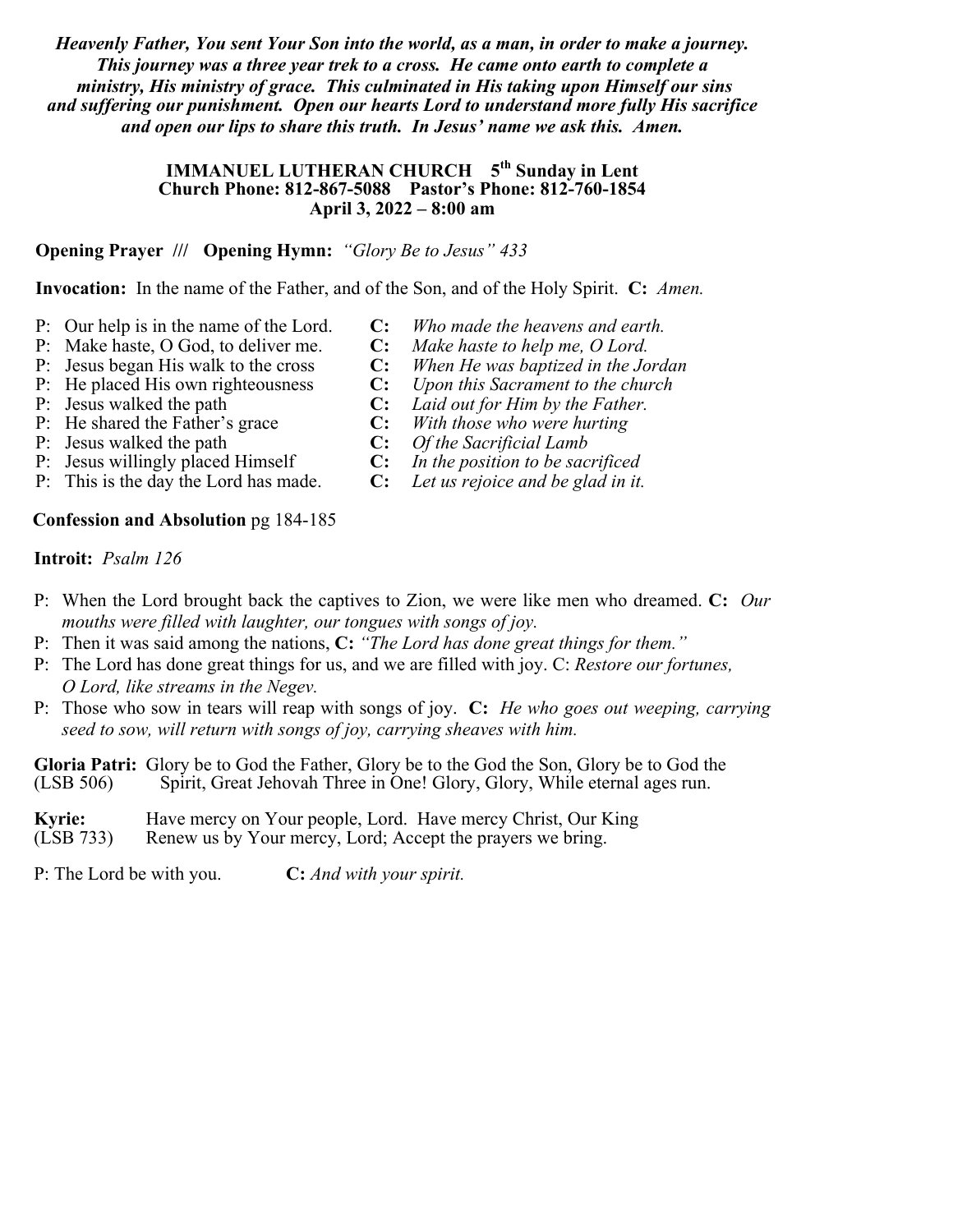***Heavenly Father, You sent Your Son into the world, as a man, in order to make a journey. This journey was a three year trek to a cross. He came onto earth to complete a ministry, His ministry of grace. This culminated in His taking upon Himself our sins and suffering our punishment. Open our hearts Lord to understand more fully His sacrifice and open our lips to share this truth. In Jesus' name we ask this. Amen.***

**IMMANUEL LUTHERAN CHURCH 5th Sunday in Lent**
**Church Phone: 812-867-5088 Pastor's Phone: 812-760-1854**
**April 3, 2022 – 8:00 am**

**Opening Prayer /// Opening Hymn:** *"Glory Be to Jesus" 433*

**Invocation:** In the name of the Father, and of the Son, and of the Holy Spirit. **C:** *Amen.*

P: Our help is in the name of the Lord. **C:** *Who made the heavens and earth.*
P: Make haste, O God, to deliver me. **C:** *Make haste to help me, O Lord.*
P: Jesus began His walk to the cross **C:** *When He was baptized in the Jordan*
P: He placed His own righteousness **C:** *Upon this Sacrament to the church*
P: Jesus walked the path **C:** *Laid out for Him by the Father.*
P: He shared the Father's grace **C:** *With those who were hurting*
P: Jesus walked the path **C:** *Of the Sacrificial Lamb*
P: Jesus willingly placed Himself **C:** *In the position to be sacrificed*
P: This is the day the Lord has made. **C:** *Let us rejoice and be glad in it.*

**Confession and Absolution** pg 184-185

**Introit:** *Psalm 126*

P: When the Lord brought back the captives to Zion, we were like men who dreamed. **C:** *Our mouths were filled with laughter, our tongues with songs of joy.*
P: Then it was said among the nations, **C:** *"The Lord has done great things for them."*
P: The Lord has done great things for us, and we are filled with joy. C: *Restore our fortunes, O Lord, like streams in the Negev.*
P: Those who sow in tears will reap with songs of joy. **C:** *He who goes out weeping, carrying seed to sow, will return with songs of joy, carrying sheaves with him.*

**Gloria Patri:** Glory be to God the Father, Glory be to the God the Son, Glory be to God the
(LSB 506) Spirit, Great Jehovah Three in One! Glory, Glory, While eternal ages run.

**Kyrie:** Have mercy on Your people, Lord. Have mercy Christ, Our King
(LSB 733) Renew us by Your mercy, Lord; Accept the prayers we bring.

P: The Lord be with you. **C:** *And with your spirit.*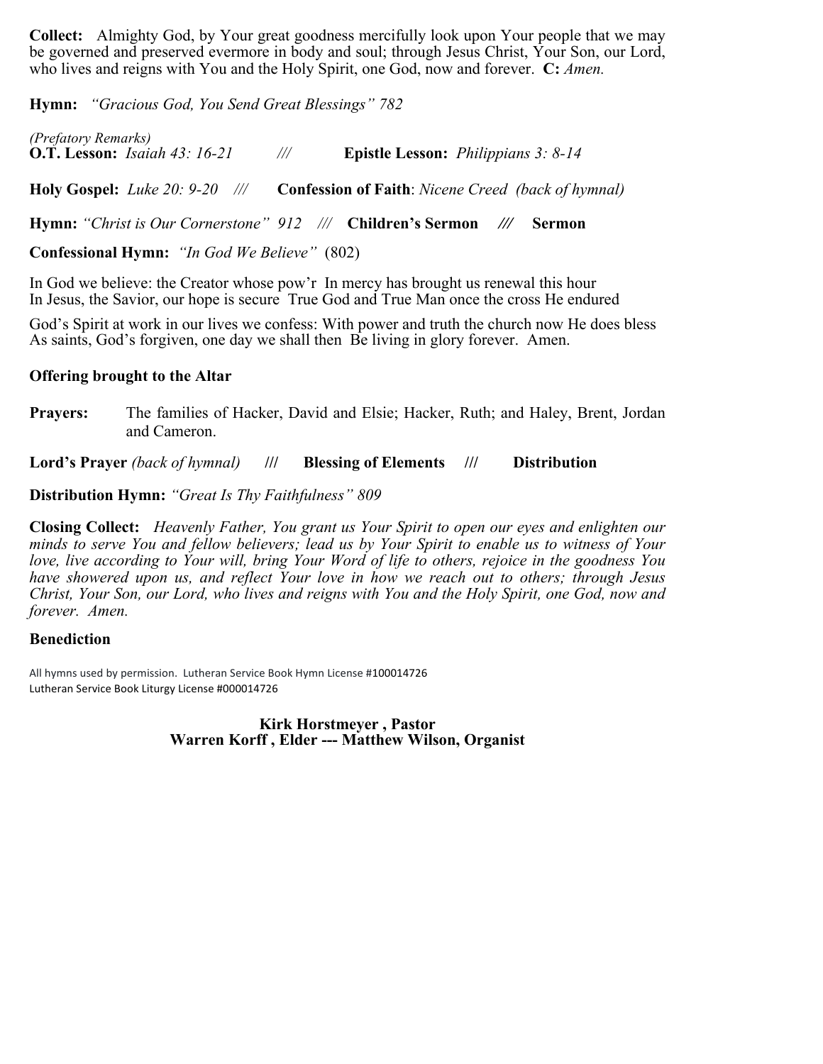**Collect:** Almighty God, by Your great goodness mercifully look upon Your people that we may be governed and preserved evermore in body and soul; through Jesus Christ, Your Son, our Lord, who lives and reigns with You and the Holy Spirit, one God, now and forever. **C:** *Amen.*

**Hymn:** *"Gracious God, You Send Great Blessings" 782*

*(Prefatory Remarks)*
**O.T. Lesson:** *Isaiah 43: 16-21* /// **Epistle Lesson:** *Philippians 3: 8-14*

**Holy Gospel:** *Luke 20: 9-20* /// **Confession of Faith**: *Nicene Creed (back of hymnal)*

**Hymn:** *"Christ is Our Cornerstone" 912* /// **Children's Sermon** /// **Sermon**

**Confessional Hymn:** *"In God We Believe"* (802)

In God we believe: the Creator whose pow'r In mercy has brought us renewal this hour
In Jesus, the Savior, our hope is secure True God and True Man once the cross He endured

God's Spirit at work in our lives we confess: With power and truth the church now He does bless
As saints, God's forgiven, one day we shall then Be living in glory forever. Amen.

**Offering brought to the Altar**

**Prayers:** The families of Hacker, David and Elsie; Hacker, Ruth; and Haley, Brent, Jordan and Cameron.

**Lord's Prayer** *(back of hymnal)* /// **Blessing of Elements** /// **Distribution**

**Distribution Hymn:** *"Great Is Thy Faithfulness" 809*

**Closing Collect:** *Heavenly Father, You grant us Your Spirit to open our eyes and enlighten our minds to serve You and fellow believers; lead us by Your Spirit to enable us to witness of Your love, live according to Your will, bring Your Word of life to others, rejoice in the goodness You have showered upon us, and reflect Your love in how we reach out to others; through Jesus Christ, Your Son, our Lord, who lives and reigns with You and the Holy Spirit, one God, now and forever. Amen.*

**Benediction**

All hymns used by permission. Lutheran Service Book Hymn License #100014726
Lutheran Service Book Liturgy License #000014726

**Kirk Horstmeyer , Pastor**
**Warren Korff , Elder --- Matthew Wilson, Organist**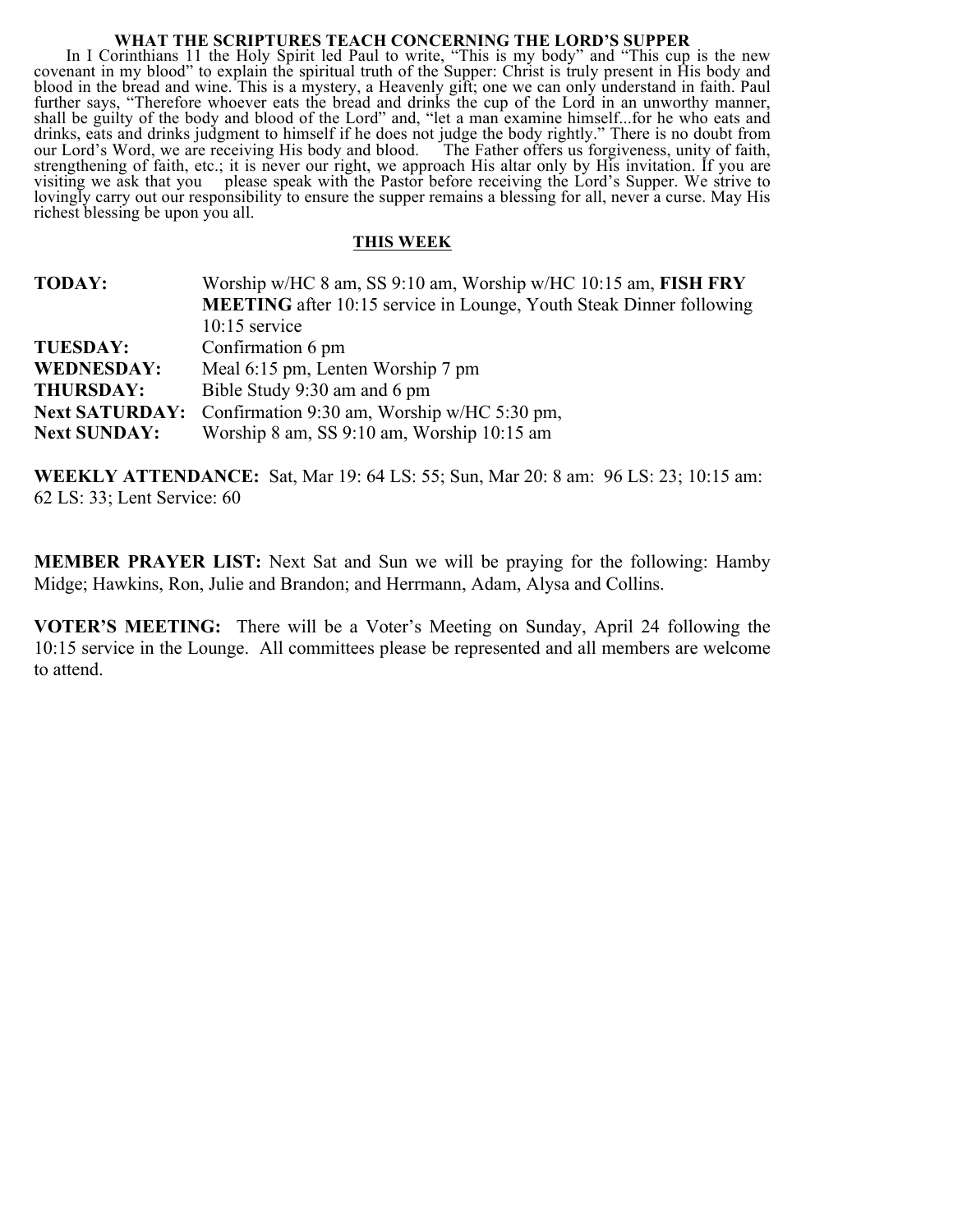## WHAT THE SCRIPTURES TEACH CONCERNING THE LORD'S SUPPER

In I Corinthians 11 the Holy Spirit led Paul to write, "This is my body" and "This cup is the new covenant in my blood" to explain the spiritual truth of the Supper: Christ is truly present in His body and blood in the bread and wine. This is a mystery, a Heavenly gift; one we can only understand in faith. Paul further says, "Therefore whoever eats the bread and drinks the cup of the Lord in an unworthy manner, shall be guilty of the body and blood of the Lord" and, "let a man examine himself...for he who eats and drinks, eats and drinks judgment to himself if he does not judge the body rightly." There is no doubt from our Lord's Word, we are receiving His body and blood. The Father offers us forgiveness, unity of faith, strengthening of faith, etc.; it is never our right, we approach His altar only by His invitation. If you are visiting we ask that you please speak with the Pastor before receiving the Lord's Supper. We strive to lovingly carry out our responsibility to ensure the supper remains a blessing for all, never a curse. May His richest blessing be upon you all.

## THIS WEEK

| | |
|---|---|
| **TODAY:** | Worship w/HC 8 am, SS 9:10 am, Worship w/HC 10:15 am, **FISH FRY MEETING** after 10:15 service in Lounge, Youth Steak Dinner following 10:15 service |
| **TUESDAY:** | Confirmation 6 pm |
| **WEDNESDAY:** | Meal 6:15 pm, Lenten Worship 7 pm |
| **THURSDAY:** | Bible Study 9:30 am and 6 pm |
| **Next SATURDAY:** | Confirmation 9:30 am, Worship w/HC 5:30 pm, |
| **Next SUNDAY:** | Worship 8 am, SS 9:10 am, Worship 10:15 am |

**WEEKLY ATTENDANCE:** Sat, Mar 19: 64 LS: 55; Sun, Mar 20: 8 am: 96 LS: 23; 10:15 am: 62 LS: 33; Lent Service: 60

**MEMBER PRAYER LIST:** Next Sat and Sun we will be praying for the following: Hamby Midge; Hawkins, Ron, Julie and Brandon; and Herrmann, Adam, Alysa and Collins.

**VOTER'S MEETING:** There will be a Voter's Meeting on Sunday, April 24 following the 10:15 service in the Lounge. All committees please be represented and all members are welcome to attend.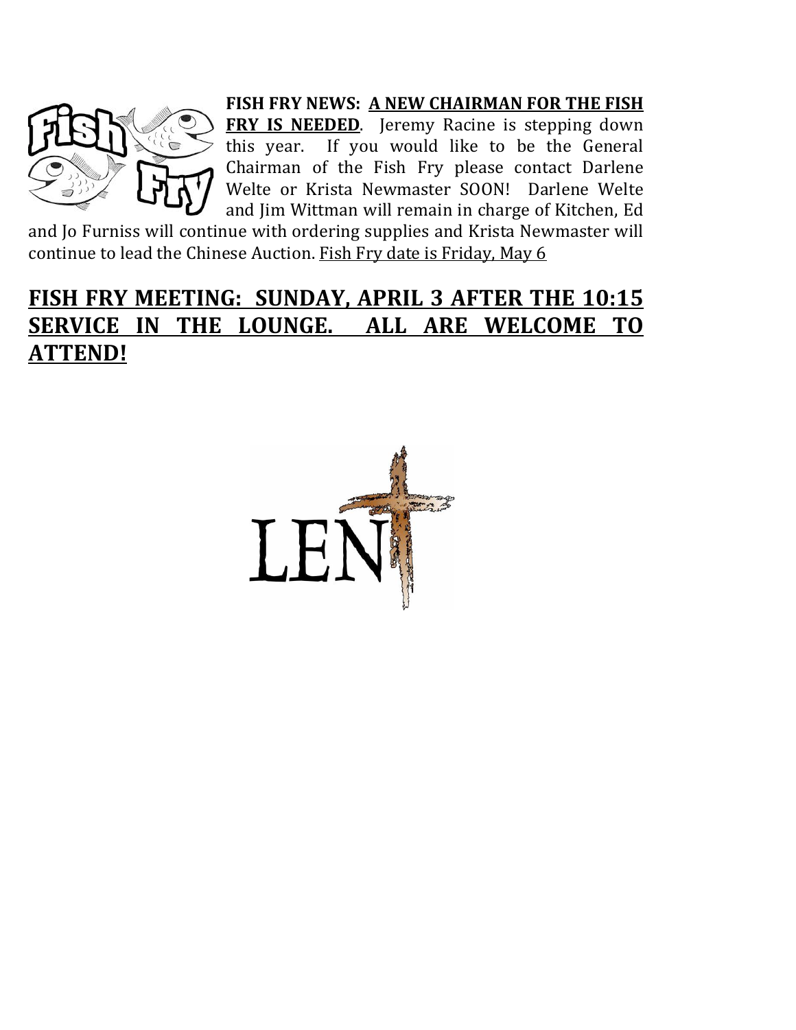**FISH FRY NEWS: <u>A NEW CHAIRMAN FOR THE FISH FRY IS NEEDED</u>.** Jeremy Racine is stepping down this year. If you would like to be the General Chairman of the Fish Fry please contact Darlene Welte or Krista Newmaster SOON! Darlene Welte and Jim Wittman will remain in charge of Kitchen, Ed and Jo Furniss will continue with ordering supplies and Krista Newmaster will continue to lead the Chinese Auction. <u>Fish Fry date is Friday, May 6</u>

## <u>FISH FRY MEETING: SUNDAY, APRIL 3 AFTER THE 10:15 SERVICE IN THE LOUNGE. ALL ARE WELCOME TO ATTEND!</u>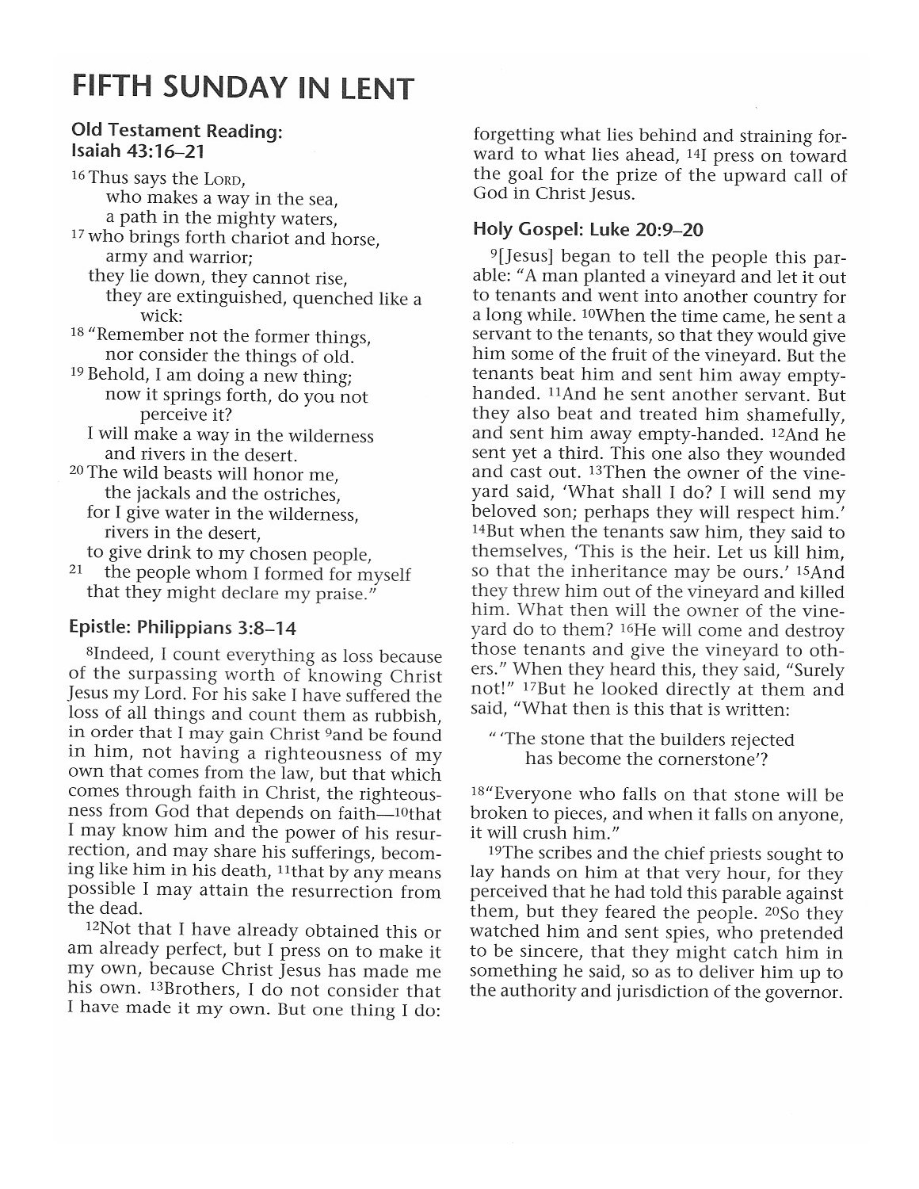# FIFTH SUNDAY IN LENT

## Old Testament Reading: Isaiah 43:16–21

16 Thus says the LORD,
who makes a way in the sea,
a path in the mighty waters,
17 who brings forth chariot and horse,
army and warrior;
they lie down, they cannot rise,
they are extinguished, quenched like a wick:
18 "Remember not the former things,
nor consider the things of old.
19 Behold, I am doing a new thing;
now it springs forth, do you not perceive it?
I will make a way in the wilderness
and rivers in the desert.
20 The wild beasts will honor me,
the jackals and the ostriches,
for I give water in the wilderness,
rivers in the desert,
to give drink to my chosen people,
21 the people whom I formed for myself
that they might declare my praise."

## Epistle: Philippians 3:8–14

8Indeed, I count everything as loss because of the surpassing worth of knowing Christ Jesus my Lord. For his sake I have suffered the loss of all things and count them as rubbish, in order that I may gain Christ 9and be found in him, not having a righteousness of my own that comes from the law, but that which comes through faith in Christ, the righteousness from God that depends on faith—10that I may know him and the power of his resurrection, and may share his sufferings, becoming like him in his death, 11that by any means possible I may attain the resurrection from the dead.

12Not that I have already obtained this or am already perfect, but I press on to make it my own, because Christ Jesus has made me his own. 13Brothers, I do not consider that I have made it my own. But one thing I do: forgetting what lies behind and straining forward to what lies ahead, 14I press on toward the goal for the prize of the upward call of God in Christ Jesus.

## Holy Gospel: Luke 20:9–20

9[Jesus] began to tell the people this parable: "A man planted a vineyard and let it out to tenants and went into another country for a long while. 10When the time came, he sent a servant to the tenants, so that they would give him some of the fruit of the vineyard. But the tenants beat him and sent him away empty-handed. 11And he sent another servant. But they also beat and treated him shamefully, and sent him away empty-handed. 12And he sent yet a third. This one also they wounded and cast out. 13Then the owner of the vineyard said, 'What shall I do? I will send my beloved son; perhaps they will respect him.' 14But when the tenants saw him, they said to themselves, 'This is the heir. Let us kill him, so that the inheritance may be ours.' 15And they threw him out of the vineyard and killed him. What then will the owner of the vineyard do to them? 16He will come and destroy those tenants and give the vineyard to others." When they heard this, they said, "Surely not!" 17But he looked directly at them and said, "What then is this that is written:

"'The stone that the builders rejected
has become the cornerstone'?

18"Everyone who falls on that stone will be broken to pieces, and when it falls on anyone, it will crush him."

19The scribes and the chief priests sought to lay hands on him at that very hour, for they perceived that he had told this parable against them, but they feared the people. 20So they watched him and sent spies, who pretended to be sincere, that they might catch him in something he said, so as to deliver him up to the authority and jurisdiction of the governor.